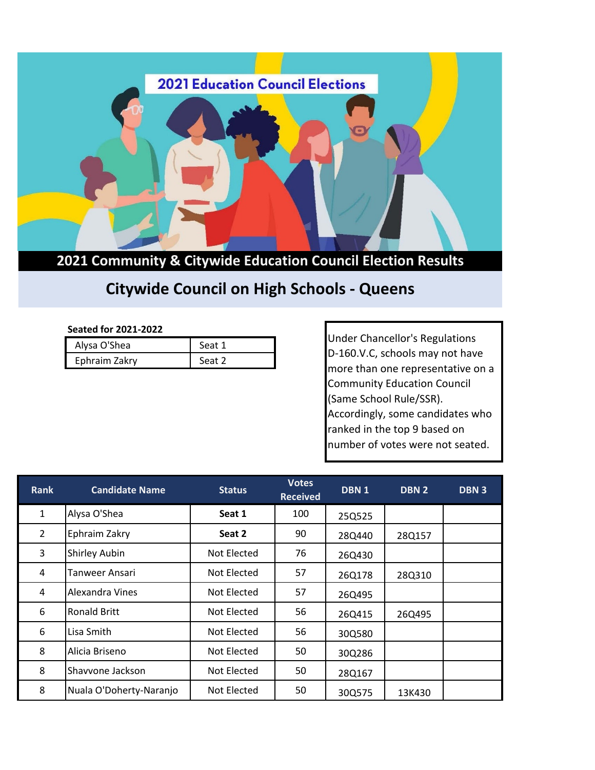2021 Education Council Elections

# 2021 Community & Citywide Education Council Election Results

## Citywide Council on High Schools - Queens

**Seated for 2021-2022**

| | |
|---|---|
| Alysa O'Shea | Seat 1 |
| Ephraim Zakry | Seat 2 |

Under Chancellor's Regulations D-160.V.C, schools may not have more than one representative on a Community Education Council (Same School Rule/SSR). Accordingly, some candidates who ranked in the top 9 based on number of votes were not seated.

| Rank | Candidate Name | Status | Votes Received | DBN 1 | DBN 2 | DBN 3 |
|---|---|---|---|---|---|---|
| 1 | Alysa O'Shea | **Seat 1** | 100 | 25Q525 | | |
| 2 | Ephraim Zakry | **Seat 2** | 90 | 28Q440 | 28Q157 | |
| 3 | Shirley Aubin | Not Elected | 76 | 26Q430 | | |
| 4 | Tanweer Ansari | Not Elected | 57 | 26Q178 | 28Q310 | |
| 4 | Alexandra Vines | Not Elected | 57 | 26Q495 | | |
| 6 | Ronald Britt | Not Elected | 56 | 26Q415 | 26Q495 | |
| 6 | Lisa Smith | Not Elected | 56 | 30Q580 | | |
| 8 | Alicia Briseno | Not Elected | 50 | 30Q286 | | |
| 8 | Shavvone Jackson | Not Elected | 50 | 28Q167 | | |
| 8 | Nuala O'Doherty-Naranjo | Not Elected | 50 | 30Q575 | 13K430 | |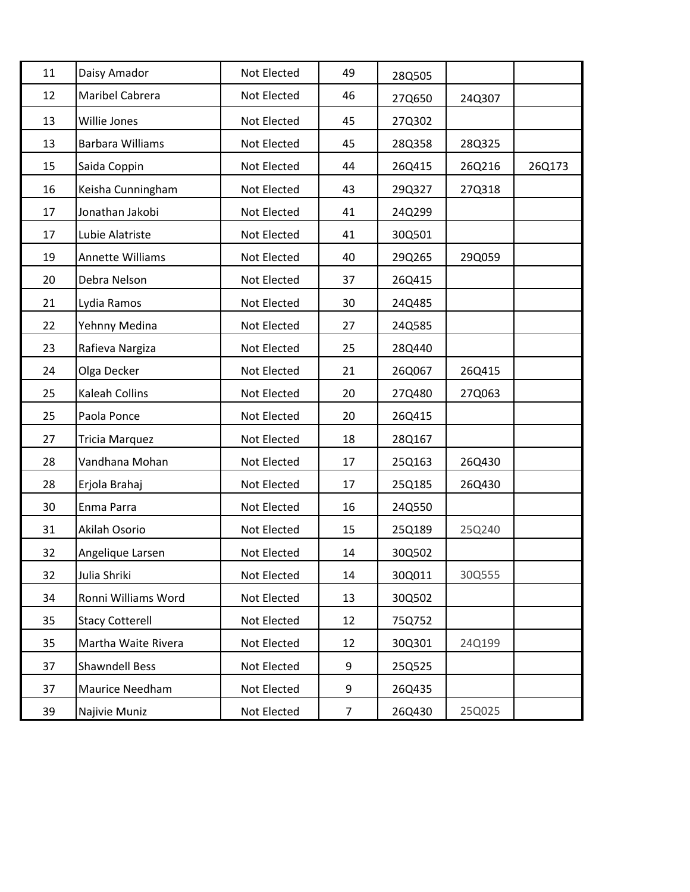| | | | | | | |
|---|---|---|---|---|---|---|
| 11 | Daisy Amador | Not Elected | 49 | 28Q505 | | |
| 12 | Maribel Cabrera | Not Elected | 46 | 27Q650 | 24Q307 | |
| 13 | Willie Jones | Not Elected | 45 | 27Q302 | | |
| 13 | Barbara Williams | Not Elected | 45 | 28Q358 | 28Q325 | |
| 15 | Saida Coppin | Not Elected | 44 | 26Q415 | 26Q216 | 26Q173 |
| 16 | Keisha Cunningham | Not Elected | 43 | 29Q327 | 27Q318 | |
| 17 | Jonathan Jakobi | Not Elected | 41 | 24Q299 | | |
| 17 | Lubie Alatriste | Not Elected | 41 | 30Q501 | | |
| 19 | Annette Williams | Not Elected | 40 | 29Q265 | 29Q059 | |
| 20 | Debra Nelson | Not Elected | 37 | 26Q415 | | |
| 21 | Lydia Ramos | Not Elected | 30 | 24Q485 | | |
| 22 | Yehnny Medina | Not Elected | 27 | 24Q585 | | |
| 23 | Rafieva Nargiza | Not Elected | 25 | 28Q440 | | |
| 24 | Olga Decker | Not Elected | 21 | 26Q067 | 26Q415 | |
| 25 | Kaleah Collins | Not Elected | 20 | 27Q480 | 27Q063 | |
| 25 | Paola Ponce | Not Elected | 20 | 26Q415 | | |
| 27 | Tricia Marquez | Not Elected | 18 | 28Q167 | | |
| 28 | Vandhana Mohan | Not Elected | 17 | 25Q163 | 26Q430 | |
| 28 | Erjola Brahaj | Not Elected | 17 | 25Q185 | 26Q430 | |
| 30 | Enma Parra | Not Elected | 16 | 24Q550 | | |
| 31 | Akilah Osorio | Not Elected | 15 | 25Q189 | 25Q240 | |
| 32 | Angelique Larsen | Not Elected | 14 | 30Q502 | | |
| 32 | Julia Shriki | Not Elected | 14 | 30Q011 | 30Q555 | |
| 34 | Ronni Williams Word | Not Elected | 13 | 30Q502 | | |
| 35 | Stacy Cotterell | Not Elected | 12 | 75Q752 | | |
| 35 | Martha Waite Rivera | Not Elected | 12 | 30Q301 | 24Q199 | |
| 37 | Shawndell Bess | Not Elected | 9 | 25Q525 | | |
| 37 | Maurice Needham | Not Elected | 9 | 26Q435 | | |
| 39 | Najivie Muniz | Not Elected | 7 | 26Q430 | 25Q025 | |